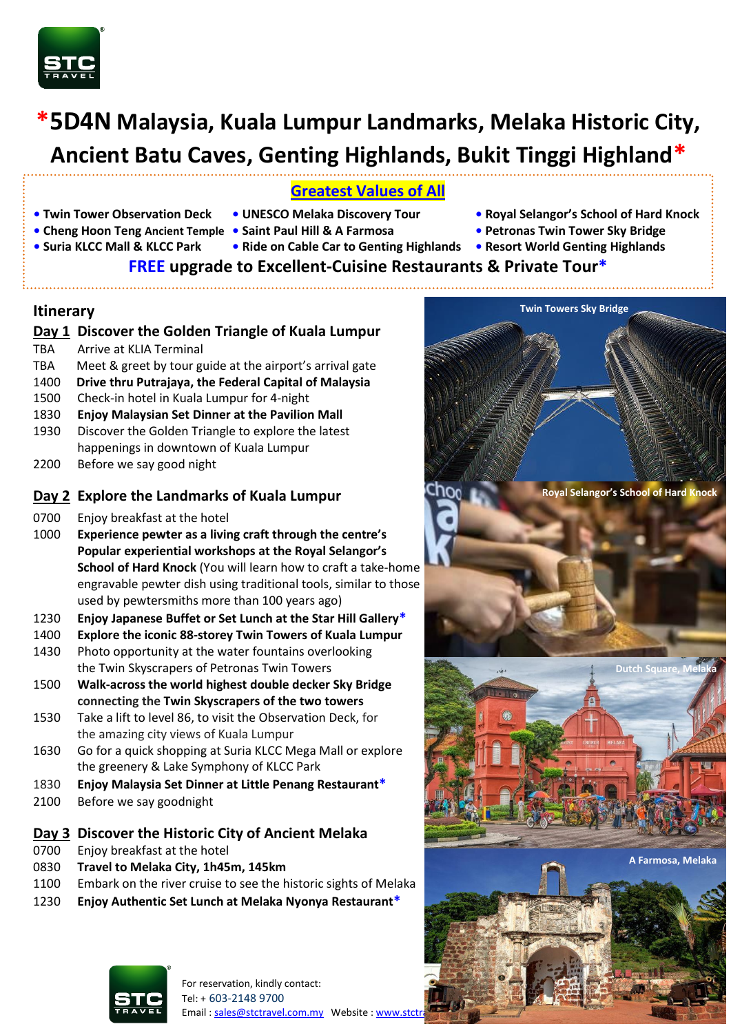# *5D4N Malaysia, Kuala Lumpur Landmarks, Melaka Historic City, Ancient Batu Caves, Genting Highlands, Bukit Tinggi Highland*

## Greatest Values of All

- Twin Tower Observation Deck
- Cheng Hoon Teng Ancient Temple
- Suria KLCC Mall & KLCC Park
- UNESCO Melaka Discovery Tour
- Saint Paul Hill & A Farmosa
- Ride on Cable Car to Genting Highlands
- Royal Selangor's School of Hard Knock
- Petronas Twin Tower Sky Bridge
- Resort World Genting Highlands

**FREE upgrade to Excellent-Cuisine Restaurants & Private Tour***

## Itinerary

### Day 1 Discover the Golden Triangle of Kuala Lumpur

| | |
|---|---|
| TBA | Arrive at KLIA Terminal |
| TBA | Meet & greet by tour guide at the airport's arrival gate |
| 1400 | **Drive thru Putrajaya, the Federal Capital of Malaysia** |
| 1500 | Check-in hotel in Kuala Lumpur for 4-night |
| 1830 | **Enjoy Malaysian Set Dinner at the Pavilion Mall** |
| 1930 | Discover the Golden Triangle to explore the latest happenings in downtown of Kuala Lumpur |
| 2200 | Before we say good night |

### Day 2 Explore the Landmarks of Kuala Lumpur

| | |
|---|---|
| 0700 | Enjoy breakfast at the hotel |
| 1000 | **Experience pewter as a living craft through the centre's Popular experiential workshops at the Royal Selangor's School of Hard Knock** (You will learn how to craft a take-home engravable pewter dish using traditional tools, similar to those used by pewtersmiths more than 100 years ago) |
| 1230 | **Enjoy Japanese Buffet or Set Lunch at the Star Hill Gallery*** |
| 1400 | **Explore the iconic 88-storey Twin Towers of Kuala Lumpur** |
| 1430 | Photo opportunity at the water fountains overlooking the Twin Skyscrapers of Petronas Twin Towers |
| 1500 | **Walk-across the world highest double decker Sky Bridge connecting the Twin Skyscrapers of the two towers** |
| 1530 | Take a lift to level 86, to visit the Observation Deck, for the amazing city views of Kuala Lumpur |
| 1630 | Go for a quick shopping at Suria KLCC Mega Mall or explore the greenery & Lake Symphony of KLCC Park |
| 1830 | **Enjoy Malaysia Set Dinner at Little Penang Restaurant*** |
| 2100 | Before we say goodnight |

### Day 3 Discover the Historic City of Ancient Melaka

| | |
|---|---|
| 0700 | Enjoy breakfast at the hotel |
| 0830 | **Travel to Melaka City, 1h45m, 145km** |
| 1100 | Embark on the river cruise to see the historic sights of Melaka |
| 1230 | **Enjoy Authentic Set Lunch at Melaka Nyonya Restaurant*** |

Twin Towers Sky Bridge

Royal Selangor's School of Hard Knock

Dutch Square, Melaka

A Farmosa, Melaka

For reservation, kindly contact:
Tel: + 603-2148 9700
Email : sales@stctravel.com.my Website : www.stctra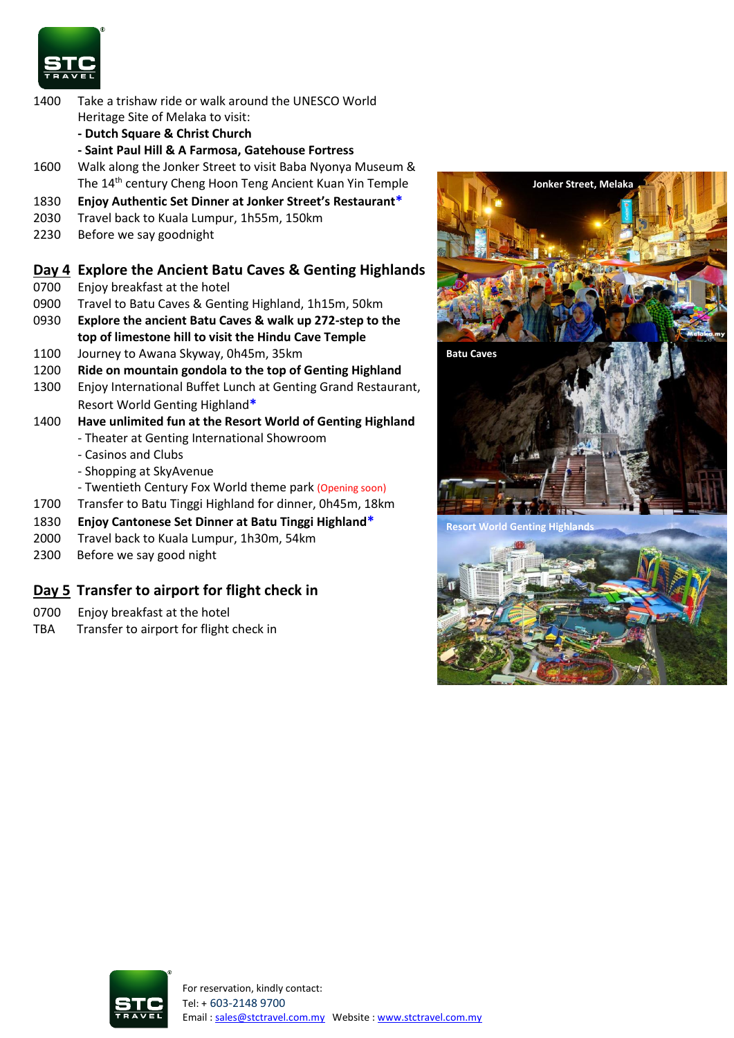1400 Take a trishaw ride or walk around the UNESCO World Heritage Site of Melaka to visit:
**- Dutch Square & Christ Church**
**- Saint Paul Hill & A Farmosa, Gatehouse Fortress**

1600 Walk along the Jonker Street to visit Baba Nyonya Museum & The 14th century Cheng Hoon Teng Ancient Kuan Yin Temple

1830 **Enjoy Authentic Set Dinner at Jonker Street's Restaurant***

2030 Travel back to Kuala Lumpur, 1h55m, 150km

2230 Before we say goodnight

## Day 4 Explore the Ancient Batu Caves & Genting Highlands

0700 Enjoy breakfast at the hotel

0900 Travel to Batu Caves & Genting Highland, 1h15m, 50km

0930 **Explore the ancient Batu Caves & walk up 272-step to the top of limestone hill to visit the Hindu Cave Temple**

1100 Journey to Awana Skyway, 0h45m, 35km

1200 **Ride on mountain gondola to the top of Genting Highland**

1300 Enjoy International Buffet Lunch at Genting Grand Restaurant, Resort World Genting Highland*

1400 **Have unlimited fun at the Resort World of Genting Highland**
- Theater at Genting International Showroom
- Casinos and Clubs
- Shopping at SkyAvenue
- Twentieth Century Fox World theme park (Opening soon)

1700 Transfer to Batu Tinggi Highland for dinner, 0h45m, 18km

1830 **Enjoy Cantonese Set Dinner at Batu Tinggi Highland***

2000 Travel back to Kuala Lumpur, 1h30m, 54km

2300 Before we say good night

## Day 5 Transfer to airport for flight check in

0700 Enjoy breakfast at the hotel

TBA Transfer to airport for flight check in

Jonker Street, Melaka

Batu Caves

Resort World Genting Highlands

For reservation, kindly contact:
Tel: + 603-2148 9700
Email : sales@stctravel.com.my Website : www.stctravel.com.my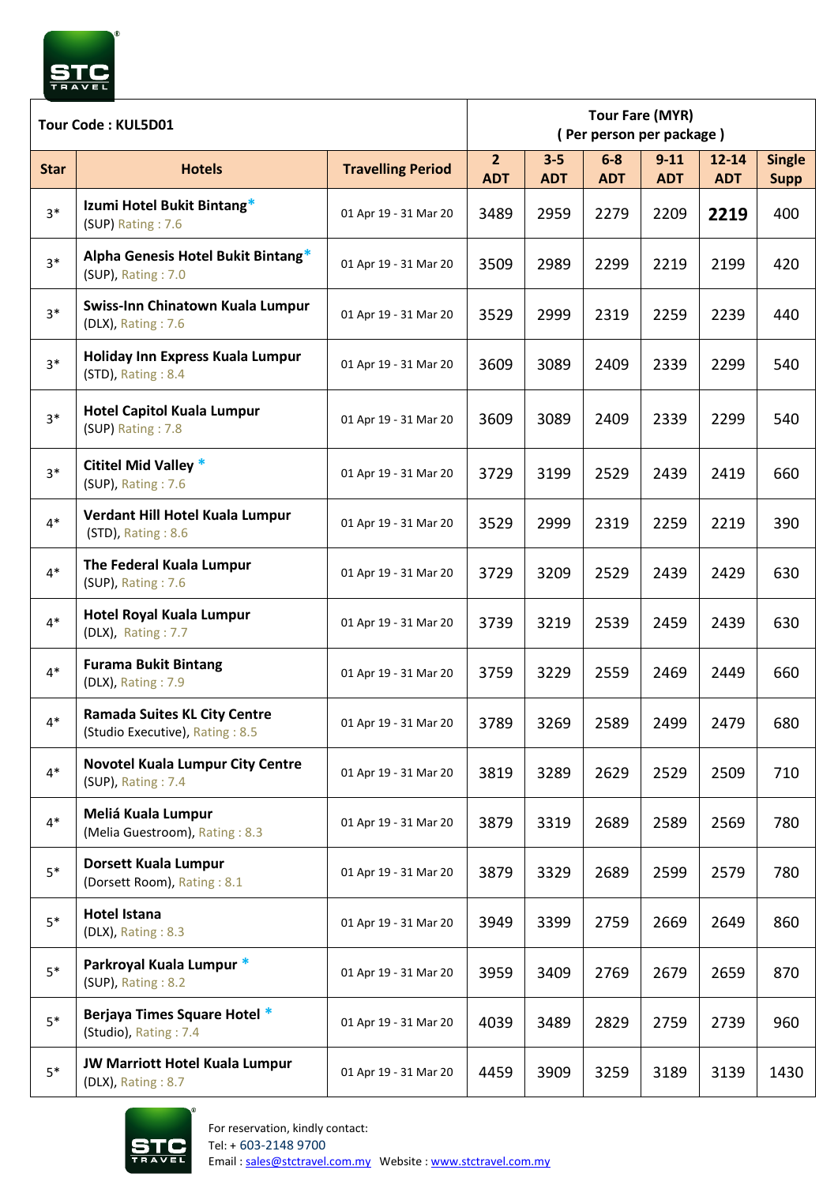| Tour Code : KUL5D01 | | | Tour Fare (MYR) ( Per person per package ) | | | | | |
|---|---|---|---|---|---|---|---|---|
| **Star** | **Hotels** | **Travelling Period** | **2 ADT** | **3-5 ADT** | **6-8 ADT** | **9-11 ADT** | **12-14 ADT** | **Single Supp** |
| 3* | **Izumi Hotel Bukit Bintang*** (SUP) Rating : 7.6 | 01 Apr 19 - 31 Mar 20 | 3489 | 2959 | 2279 | 2209 | **2219** | 400 |
| 3* | **Alpha Genesis Hotel Bukit Bintang*** (SUP), Rating : 7.0 | 01 Apr 19 - 31 Mar 20 | 3509 | 2989 | 2299 | 2219 | 2199 | 420 |
| 3* | **Swiss-Inn Chinatown Kuala Lumpur** (DLX), Rating : 7.6 | 01 Apr 19 - 31 Mar 20 | 3529 | 2999 | 2319 | 2259 | 2239 | 440 |
| 3* | **Holiday Inn Express Kuala Lumpur** (STD), Rating : 8.4 | 01 Apr 19 - 31 Mar 20 | 3609 | 3089 | 2409 | 2339 | 2299 | 540 |
| 3* | **Hotel Capitol Kuala Lumpur** (SUP) Rating : 7.8 | 01 Apr 19 - 31 Mar 20 | 3609 | 3089 | 2409 | 2339 | 2299 | 540 |
| 3* | **Cititel Mid Valley *** (SUP), Rating : 7.6 | 01 Apr 19 - 31 Mar 20 | 3729 | 3199 | 2529 | 2439 | 2419 | 660 |
| 4* | **Verdant Hill Hotel Kuala Lumpur** (STD), Rating : 8.6 | 01 Apr 19 - 31 Mar 20 | 3529 | 2999 | 2319 | 2259 | 2219 | 390 |
| 4* | **The Federal Kuala Lumpur** (SUP), Rating : 7.6 | 01 Apr 19 - 31 Mar 20 | 3729 | 3209 | 2529 | 2439 | 2429 | 630 |
| 4* | **Hotel Royal Kuala Lumpur** (DLX), Rating : 7.7 | 01 Apr 19 - 31 Mar 20 | 3739 | 3219 | 2539 | 2459 | 2439 | 630 |
| 4* | **Furama Bukit Bintang** (DLX), Rating : 7.9 | 01 Apr 19 - 31 Mar 20 | 3759 | 3229 | 2559 | 2469 | 2449 | 660 |
| 4* | **Ramada Suites KL City Centre** (Studio Executive), Rating : 8.5 | 01 Apr 19 - 31 Mar 20 | 3789 | 3269 | 2589 | 2499 | 2479 | 680 |
| 4* | **Novotel Kuala Lumpur City Centre** (SUP), Rating : 7.4 | 01 Apr 19 - 31 Mar 20 | 3819 | 3289 | 2629 | 2529 | 2509 | 710 |
| 4* | **Meliá Kuala Lumpur** (Melia Guestroom), Rating : 8.3 | 01 Apr 19 - 31 Mar 20 | 3879 | 3319 | 2689 | 2589 | 2569 | 780 |
| 5* | **Dorsett Kuala Lumpur** (Dorsett Room), Rating : 8.1 | 01 Apr 19 - 31 Mar 20 | 3879 | 3329 | 2689 | 2599 | 2579 | 780 |
| 5* | **Hotel Istana** (DLX), Rating : 8.3 | 01 Apr 19 - 31 Mar 20 | 3949 | 3399 | 2759 | 2669 | 2649 | 860 |
| 5* | **Parkroyal Kuala Lumpur *** (SUP), Rating : 8.2 | 01 Apr 19 - 31 Mar 20 | 3959 | 3409 | 2769 | 2679 | 2659 | 870 |
| 5* | **Berjaya Times Square Hotel *** (Studio), Rating : 7.4 | 01 Apr 19 - 31 Mar 20 | 4039 | 3489 | 2829 | 2759 | 2739 | 960 |
| 5* | **JW Marriott Hotel Kuala Lumpur** (DLX), Rating : 8.7 | 01 Apr 19 - 31 Mar 20 | 4459 | 3909 | 3259 | 3189 | 3139 | 1430 |

For reservation, kindly contact:
Tel: + 603-2148 9700
Email : sales@stctravel.com.my Website : www.stctravel.com.my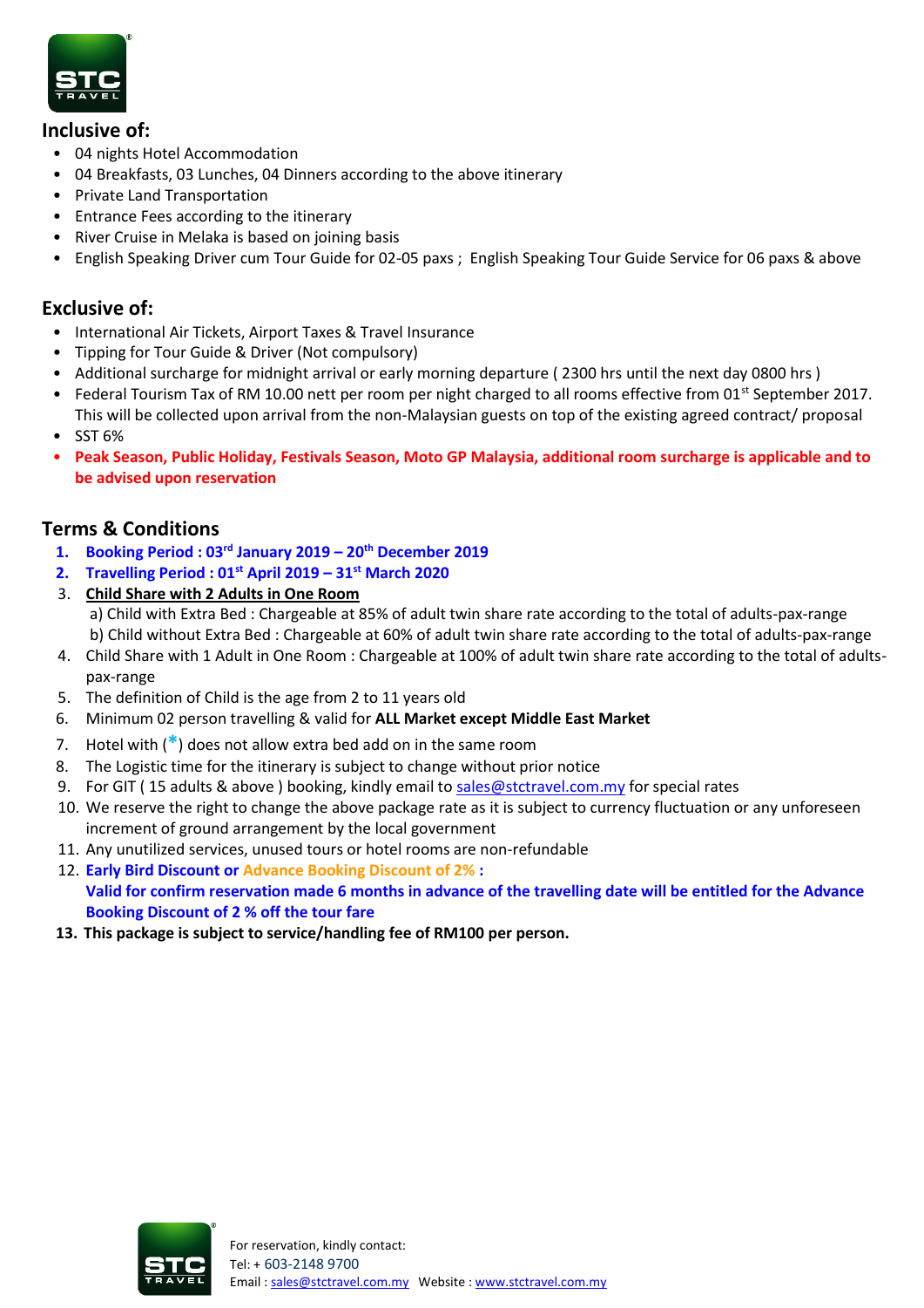## Inclusive of:

- 04 nights Hotel Accommodation
- 04 Breakfasts, 03 Lunches, 04 Dinners according to the above itinerary
- Private Land Transportation
- Entrance Fees according to the itinerary
- River Cruise in Melaka is based on joining basis
- English Speaking Driver cum Tour Guide for 02-05 paxs ; English Speaking Tour Guide Service for 06 paxs & above

## Exclusive of:

- International Air Tickets, Airport Taxes & Travel Insurance
- Tipping for Tour Guide & Driver (Not compulsory)
- Additional surcharge for midnight arrival or early morning departure ( 2300 hrs until the next day 0800 hrs )
- Federal Tourism Tax of RM 10.00 nett per room per night charged to all rooms effective from 01st September 2017. This will be collected upon arrival from the non-Malaysian guests on top of the existing agreed contract/ proposal
- SST 6%
- **Peak Season, Public Holiday, Festivals Season, Moto GP Malaysia, additional room surcharge is applicable and to be advised upon reservation**

## Terms & Conditions

1. **Booking Period : 03rd January 2019 – 20th December 2019**
2. **Travelling Period : 01st April 2019 – 31st March 2020**
3. <u>**Child Share with 2 Adults in One Room**</u>
   a) Child with Extra Bed : Chargeable at 85% of adult twin share rate according to the total of adults-pax-range
   b) Child without Extra Bed : Chargeable at 60% of adult twin share rate according to the total of adults-pax-range
4. Child Share with 1 Adult in One Room : Chargeable at 100% of adult twin share rate according to the total of adults-pax-range
5. The definition of Child is the age from 2 to 11 years old
6. Minimum 02 person travelling & valid for **ALL Market except Middle East Market**
7. Hotel with (*) does not allow extra bed add on in the same room
8. The Logistic time for the itinerary is subject to change without prior notice
9. For GIT ( 15 adults & above ) booking, kindly email to sales@stctravel.com.my for special rates
10. We reserve the right to change the above package rate as it is subject to currency fluctuation or any unforeseen increment of ground arrangement by the local government
11. Any unutilized services, unused tours or hotel rooms are non-refundable
12. **Early Bird Discount or Advance Booking Discount of 2% :**
    **Valid for confirm reservation made 6 months in advance of the travelling date will be entitled for the Advance Booking Discount of 2 % off the tour fare**
13. **This package is subject to service/handling fee of RM100 per person.**

For reservation, kindly contact:
Tel: + 603-2148 9700
Email : sales@stctravel.com.my Website : www.stctravel.com.my